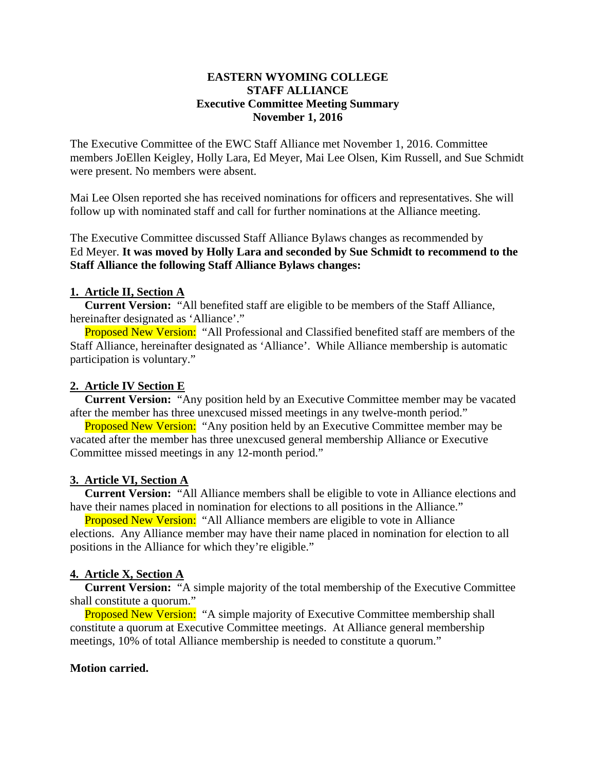**EASTERN WYOMING COLLEGE**
**STAFF ALLIANCE**
**Executive Committee Meeting Summary**
**November 1, 2016**

The Executive Committee of the EWC Staff Alliance met November 1, 2016. Committee members JoEllen Keigley, Holly Lara, Ed Meyer, Mai Lee Olsen, Kim Russell, and Sue Schmidt were present. No members were absent.

Mai Lee Olsen reported she has received nominations for officers and representatives. She will follow up with nominated staff and call for further nominations at the Alliance meeting.

The Executive Committee discussed Staff Alliance Bylaws changes as recommended by Ed Meyer. **It was moved by Holly Lara and seconded by Sue Schmidt to recommend to the Staff Alliance the following Staff Alliance Bylaws changes:**

**1. Article II, Section A**

**Current Version:** "All benefited staff are eligible to be members of the Staff Alliance, hereinafter designated as 'Alliance'."

Proposed New Version: "All Professional and Classified benefited staff are members of the Staff Alliance, hereinafter designated as 'Alliance'. While Alliance membership is automatic participation is voluntary."

**2. Article IV Section E**

**Current Version:** "Any position held by an Executive Committee member may be vacated after the member has three unexcused missed meetings in any twelve-month period."

Proposed New Version: "Any position held by an Executive Committee member may be vacated after the member has three unexcused general membership Alliance or Executive Committee missed meetings in any 12-month period."

**3. Article VI, Section A**

**Current Version:** "All Alliance members shall be eligible to vote in Alliance elections and have their names placed in nomination for elections to all positions in the Alliance."

Proposed New Version: "All Alliance members are eligible to vote in Alliance elections. Any Alliance member may have their name placed in nomination for election to all positions in the Alliance for which they're eligible."

**4. Article X, Section A**

**Current Version:** "A simple majority of the total membership of the Executive Committee shall constitute a quorum."

Proposed New Version: "A simple majority of Executive Committee membership shall constitute a quorum at Executive Committee meetings. At Alliance general membership meetings, 10% of total Alliance membership is needed to constitute a quorum."

**Motion carried.**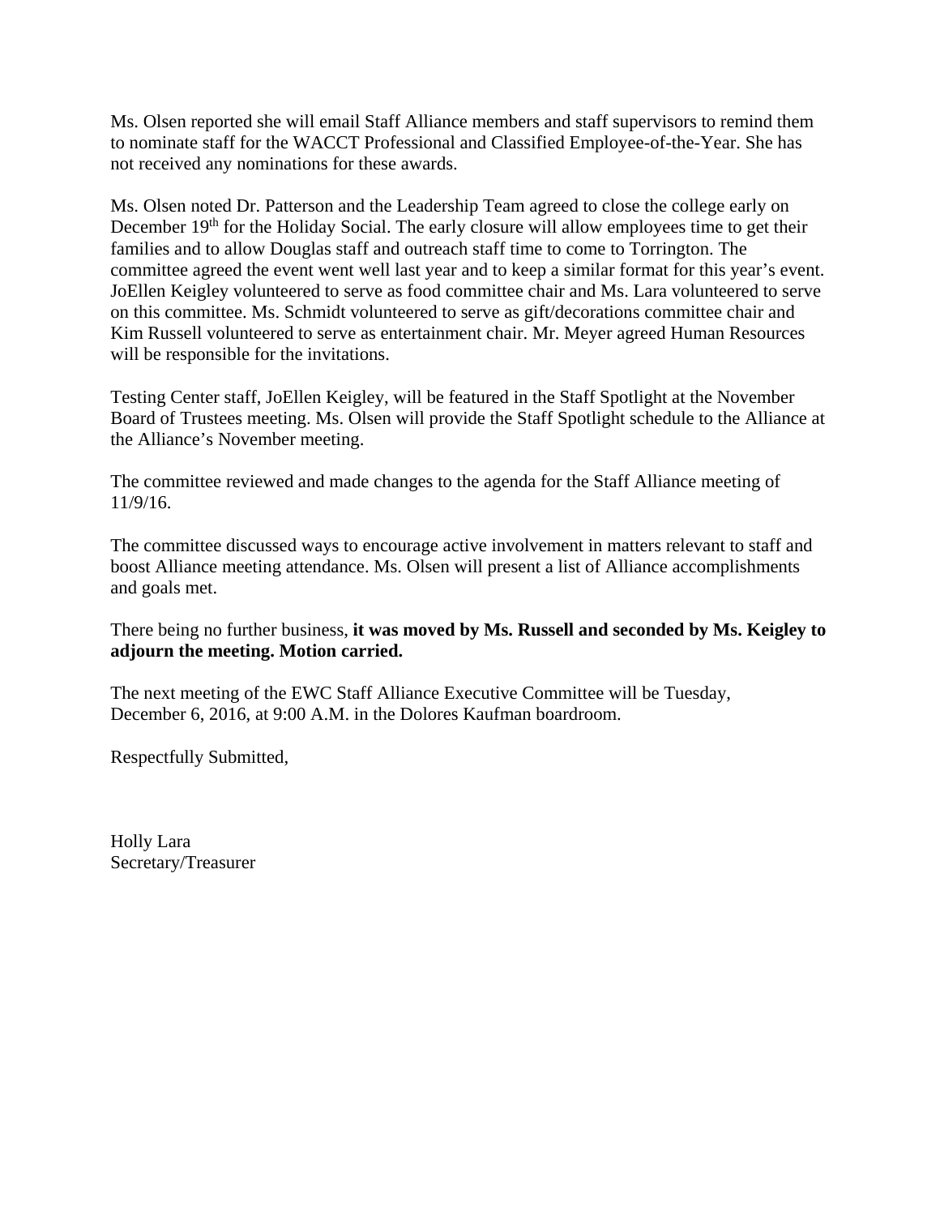Ms. Olsen reported she will email Staff Alliance members and staff supervisors to remind them to nominate staff for the WACCT Professional and Classified Employee-of-the-Year. She has not received any nominations for these awards.

Ms. Olsen noted Dr. Patterson and the Leadership Team agreed to close the college early on December 19th for the Holiday Social. The early closure will allow employees time to get their families and to allow Douglas staff and outreach staff time to come to Torrington. The committee agreed the event went well last year and to keep a similar format for this year's event. JoEllen Keigley volunteered to serve as food committee chair and Ms. Lara volunteered to serve on this committee. Ms. Schmidt volunteered to serve as gift/decorations committee chair and Kim Russell volunteered to serve as entertainment chair. Mr. Meyer agreed Human Resources will be responsible for the invitations.

Testing Center staff, JoEllen Keigley, will be featured in the Staff Spotlight at the November Board of Trustees meeting. Ms. Olsen will provide the Staff Spotlight schedule to the Alliance at the Alliance's November meeting.

The committee reviewed and made changes to the agenda for the Staff Alliance meeting of 11/9/16.

The committee discussed ways to encourage active involvement in matters relevant to staff and boost Alliance meeting attendance. Ms. Olsen will present a list of Alliance accomplishments and goals met.

There being no further business, **it was moved by Ms. Russell and seconded by Ms. Keigley to adjourn the meeting. Motion carried.**

The next meeting of the EWC Staff Alliance Executive Committee will be Tuesday, December 6, 2016, at 9:00 A.M. in the Dolores Kaufman boardroom.

Respectfully Submitted,

Holly Lara
Secretary/Treasurer